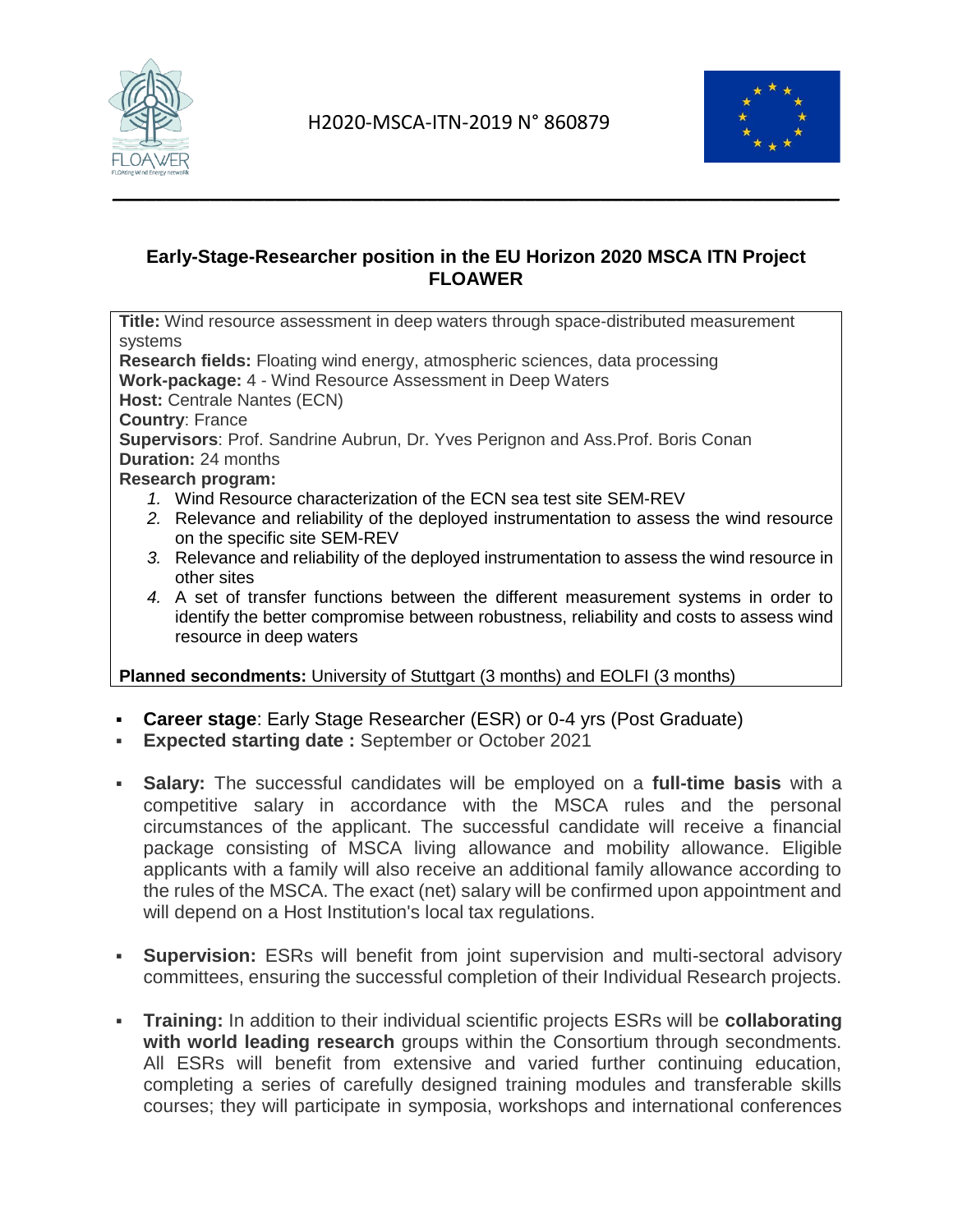H2020-MSCA-ITN-2019 N° 860879

## Early-Stage-Researcher position in the EU Horizon 2020 MSCA ITN Project FLOAWER

**Title:** Wind resource assessment in deep waters through space-distributed measurement systems
**Research fields:** Floating wind energy, atmospheric sciences, data processing
**Work-package:** 4 - Wind Resource Assessment in Deep Waters
**Host:** Centrale Nantes (ECN)
**Country**: France
**Supervisors**: Prof. Sandrine Aubrun, Dr. Yves Perignon and Ass.Prof. Boris Conan
**Duration:** 24 months
**Research program:**

1. Wind Resource characterization of the ECN sea test site SEM-REV
2. Relevance and reliability of the deployed instrumentation to assess the wind resource on the specific site SEM-REV
3. Relevance and reliability of the deployed instrumentation to assess the wind resource in other sites
4. A set of transfer functions between the different measurement systems in order to identify the better compromise between robustness, reliability and costs to assess wind resource in deep waters

**Planned secondments:** University of Stuttgart (3 months) and EOLFI (3 months)

- **Career stage**: Early Stage Researcher (ESR) or 0-4 yrs (Post Graduate)
- **Expected starting date :** September or October 2021

- **Salary:** The successful candidates will be employed on a **full-time basis** with a competitive salary in accordance with the MSCA rules and the personal circumstances of the applicant. The successful candidate will receive a financial package consisting of MSCA living allowance and mobility allowance. Eligible applicants with a family will also receive an additional family allowance according to the rules of the MSCA. The exact (net) salary will be confirmed upon appointment and will depend on a Host Institution's local tax regulations.

- **Supervision:** ESRs will benefit from joint supervision and multi-sectoral advisory committees, ensuring the successful completion of their Individual Research projects.

- **Training:** In addition to their individual scientific projects ESRs will be **collaborating with world leading research** groups within the Consortium through secondments. All ESRs will benefit from extensive and varied further continuing education, completing a series of carefully designed training modules and transferable skills courses; they will participate in symposia, workshops and international conferences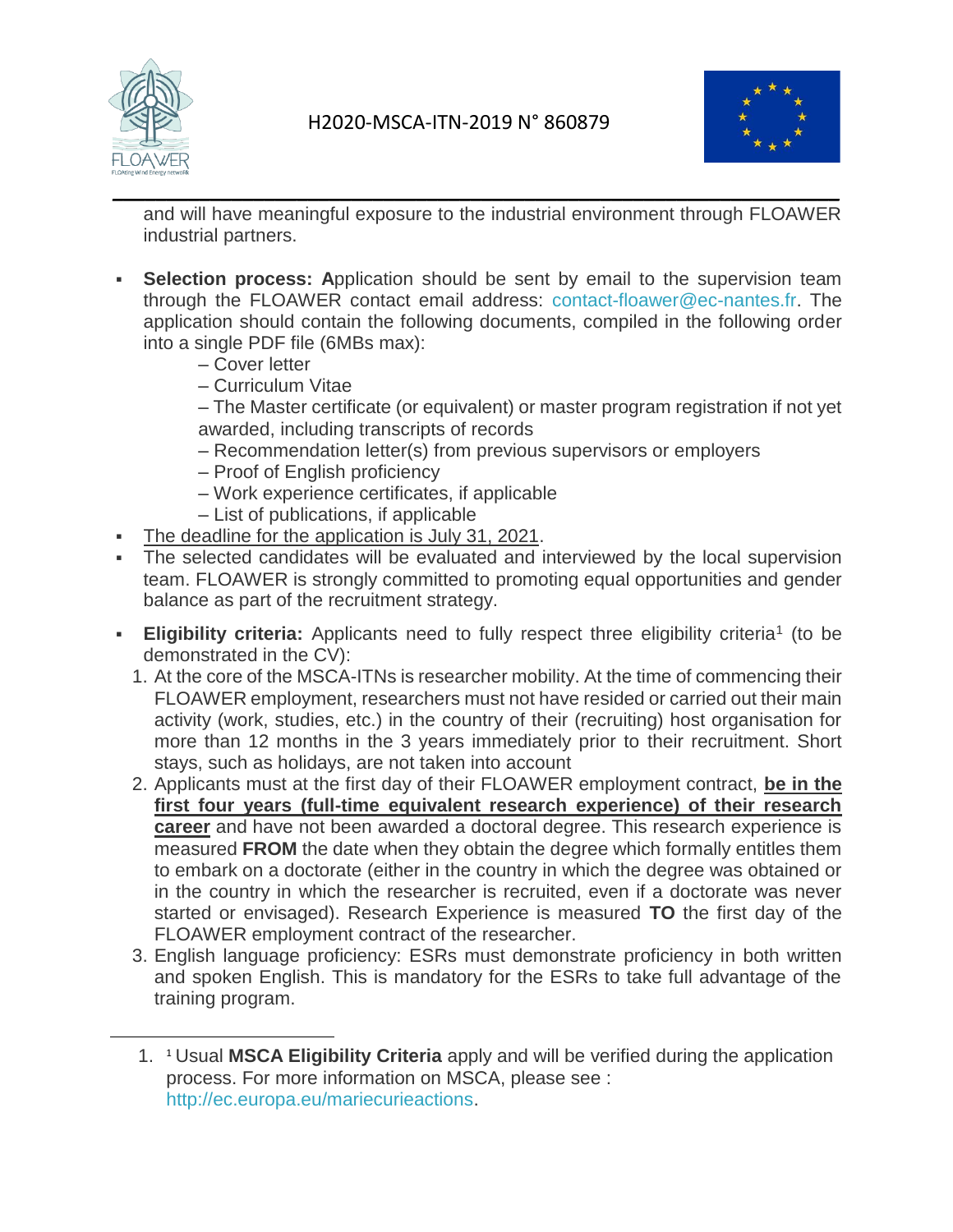and will have meaningful exposure to the industrial environment through FLOAWER industrial partners.

- **Selection process: A**pplication should be sent by email to the supervision team through the FLOAWER contact email address: contact-floawer@ec-nantes.fr. The application should contain the following documents, compiled in the following order into a single PDF file (6MBs max):
  - – Cover letter
  - – Curriculum Vitae
  - – The Master certificate (or equivalent) or master program registration if not yet awarded, including transcripts of records
  - – Recommendation letter(s) from previous supervisors or employers
  - – Proof of English proficiency
  - – Work experience certificates, if applicable
  - – List of publications, if applicable
- <u>The deadline for the application is July 31, 2021</u>.
- The selected candidates will be evaluated and interviewed by the local supervision team. FLOAWER is strongly committed to promoting equal opportunities and gender balance as part of the recruitment strategy.
- **Eligibility criteria:** Applicants need to fully respect three eligibility criteria[1] (to be demonstrated in the CV):
  1. At the core of the MSCA-ITNs is researcher mobility. At the time of commencing their FLOAWER employment, researchers must not have resided or carried out their main activity (work, studies, etc.) in the country of their (recruiting) host organisation for more than 12 months in the 3 years immediately prior to their recruitment. Short stays, such as holidays, are not taken into account
  2. Applicants must at the first day of their FLOAWER employment contract, **<u>be in the first four years (full-time equivalent research experience) of their research career</u>** and have not been awarded a doctoral degree. This research experience is measured **FROM** the date when they obtain the degree which formally entitles them to embark on a doctorate (either in the country in which the degree was obtained or in the country in which the researcher is recruited, even if a doctorate was never started or envisaged). Research Experience is measured **TO** the first day of the FLOAWER employment contract of the researcher.
  3. English language proficiency: ESRs must demonstrate proficiency in both written and spoken English. This is mandatory for the ESRs to take full advantage of the training program.

---

1. [1] Usual **MSCA Eligibility Criteria** apply and will be verified during the application process. For more information on MSCA, please see : http://ec.europa.eu/mariecurieactions.